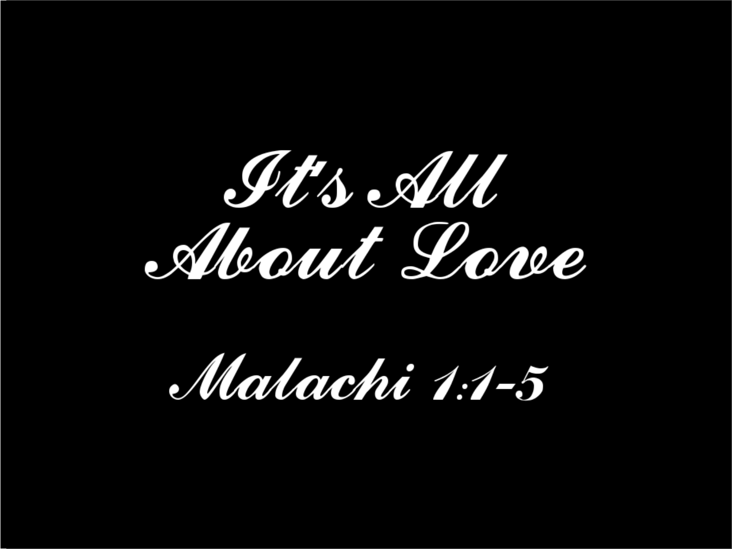# It's All About Love

## Malachi 1:1-5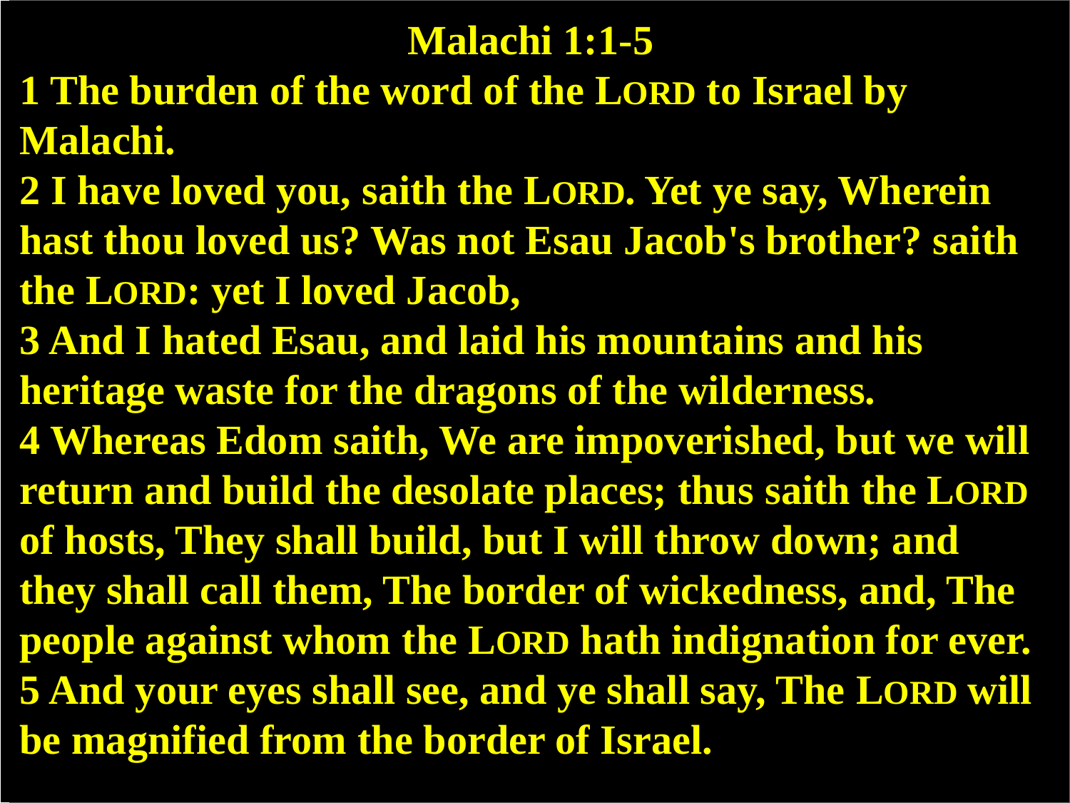# Malachi 1:1-5

**1 The burden of the word of the LORD to Israel by Malachi.**

**2 I have loved you, saith the LORD. Yet ye say, Wherein hast thou loved us? Was not Esau Jacob's brother? saith the LORD: yet I loved Jacob,**

**3 And I hated Esau, and laid his mountains and his heritage waste for the dragons of the wilderness.**

**4 Whereas Edom saith, We are impoverished, but we will return and build the desolate places; thus saith the LORD of hosts, They shall build, but I will throw down; and they shall call them, The border of wickedness, and, The people against whom the LORD hath indignation for ever.**

**5 And your eyes shall see, and ye shall say, The LORD will be magnified from the border of Israel.**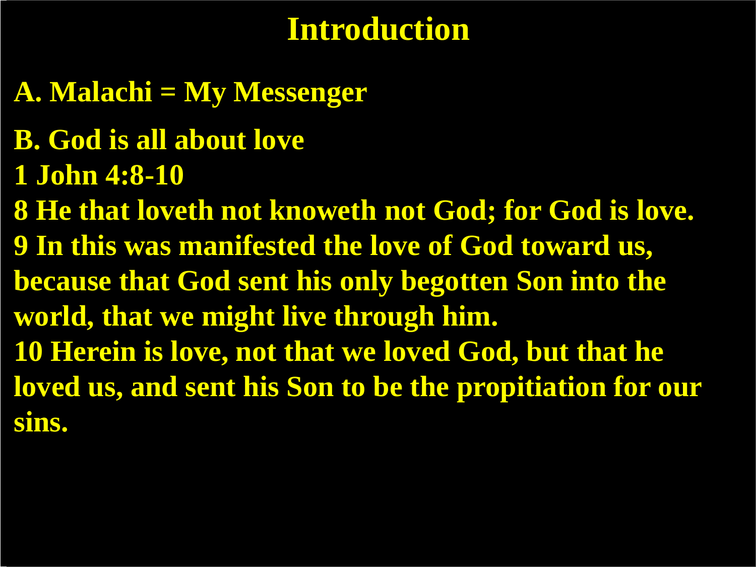# Introduction

**A. Malachi = My Messenger**

**B. God is all about love**

**1 John 4:8-10**

**8 He that loveth not knoweth not God; for God is love.**
**9 In this was manifested the love of God toward us, because that God sent his only begotten Son into the world, that we might live through him.**
**10 Herein is love, not that we loved God, but that he loved us, and sent his Son to be the propitiation for our sins.**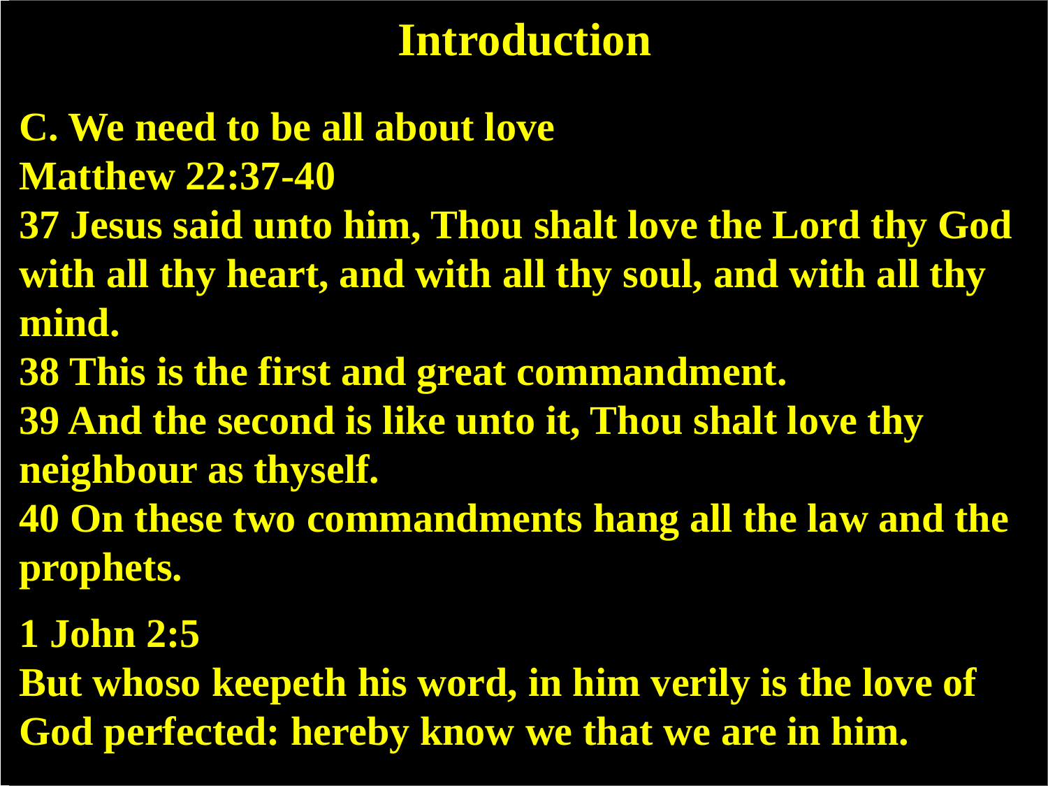# Introduction

**C. We need to be all about love**

**Matthew 22:37-40**

**37 Jesus said unto him, Thou shalt love the Lord thy God with all thy heart, and with all thy soul, and with all thy mind.**

**38 This is the first and great commandment.**

**39 And the second is like unto it, Thou shalt love thy neighbour as thyself.**

**40 On these two commandments hang all the law and the prophets.**

**1 John 2:5**

**But whoso keepeth his word, in him verily is the love of God perfected: hereby know we that we are in him.**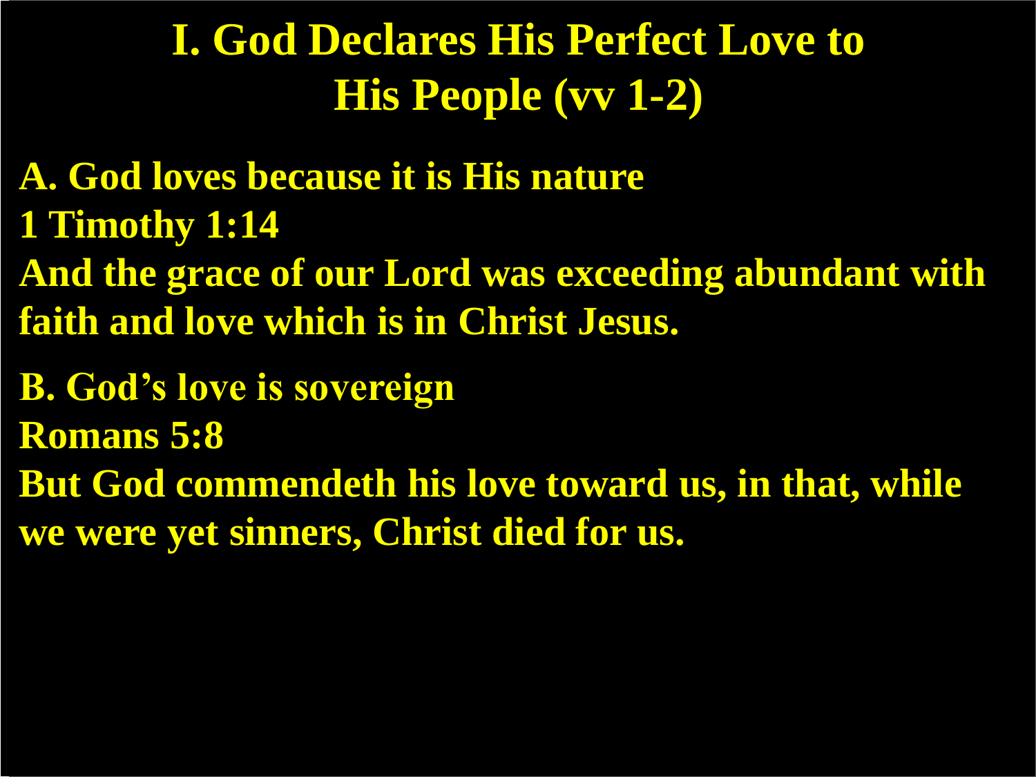# I. God Declares His Perfect Love to His People (vv 1-2)

**A. God loves because it is His nature**

**1 Timothy 1:14**

**And the grace of our Lord was exceeding abundant with faith and love which is in Christ Jesus.**

**B. God's love is sovereign**

**Romans 5:8**

**But God commendeth his love toward us, in that, while we were yet sinners, Christ died for us.**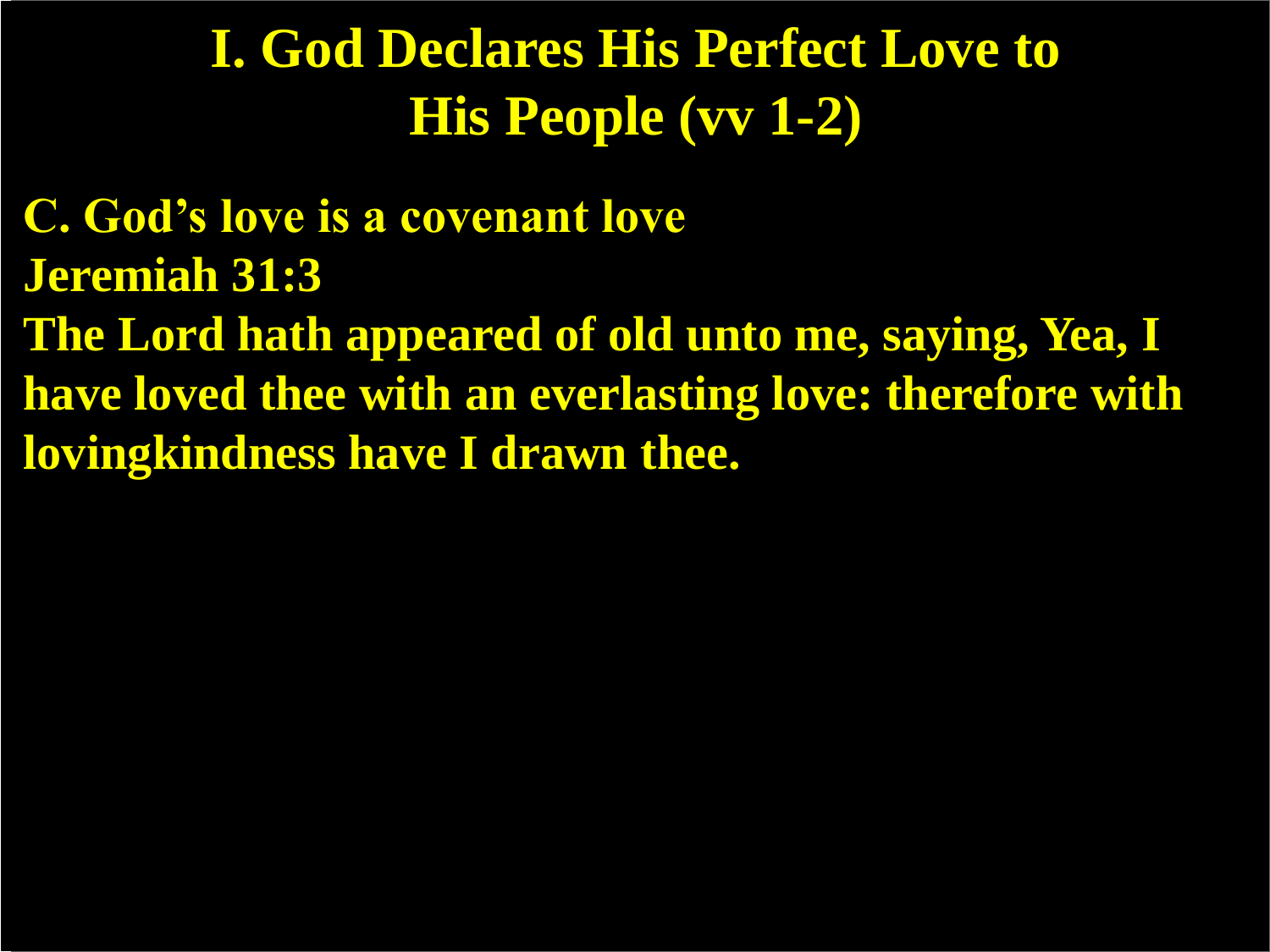# I. God Declares His Perfect Love to His People (vv 1-2)

**C. God's love is a covenant love**

**Jeremiah 31:3**

**The Lord hath appeared of old unto me, saying, Yea, I have loved thee with an everlasting love: therefore with lovingkindness have I drawn thee.**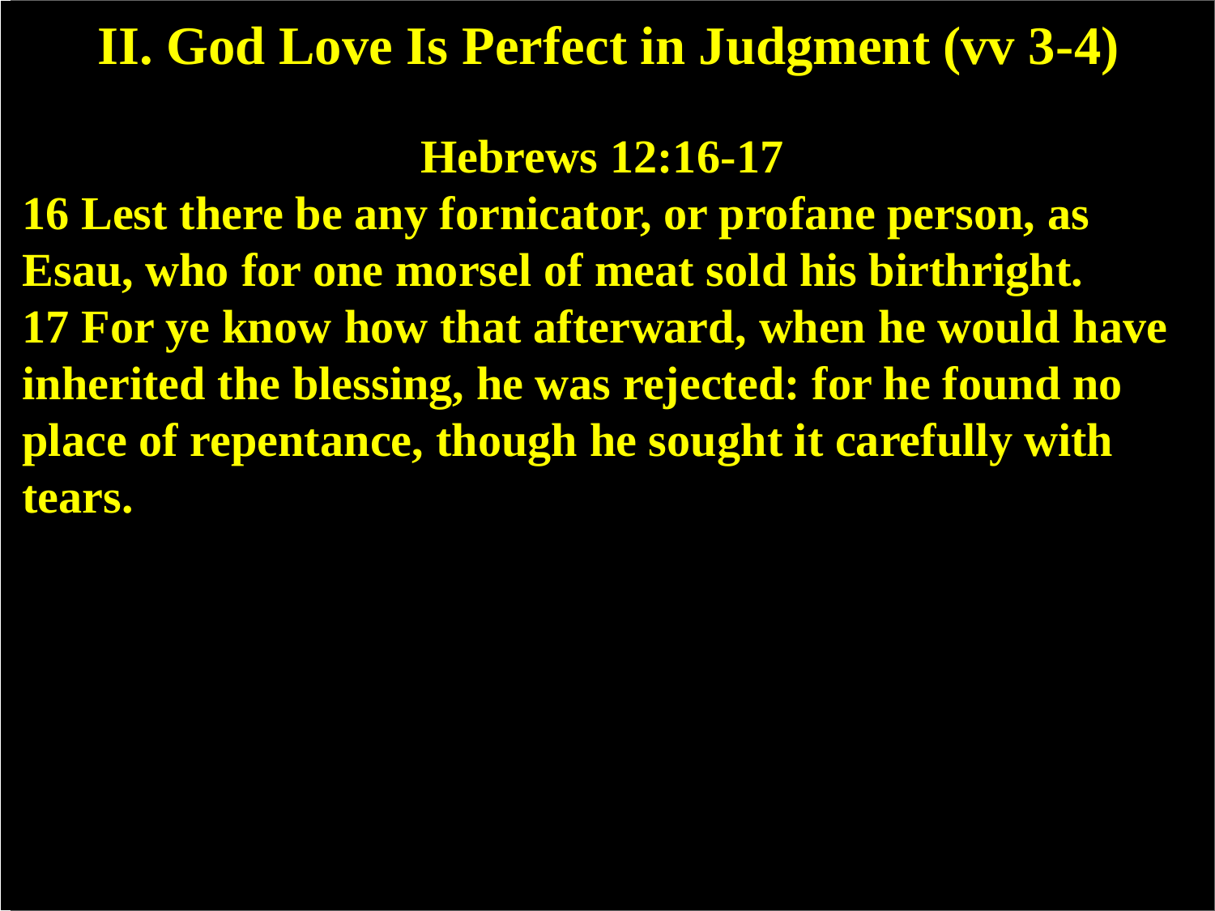# II. God Love Is Perfect in Judgment (vv 3-4)

## Hebrews 12:16-17

**16 Lest there be any fornicator, or profane person, as Esau, who for one morsel of meat sold his birthright.
17 For ye know how that afterward, when he would have inherited the blessing, he was rejected: for he found no place of repentance, though he sought it carefully with tears.**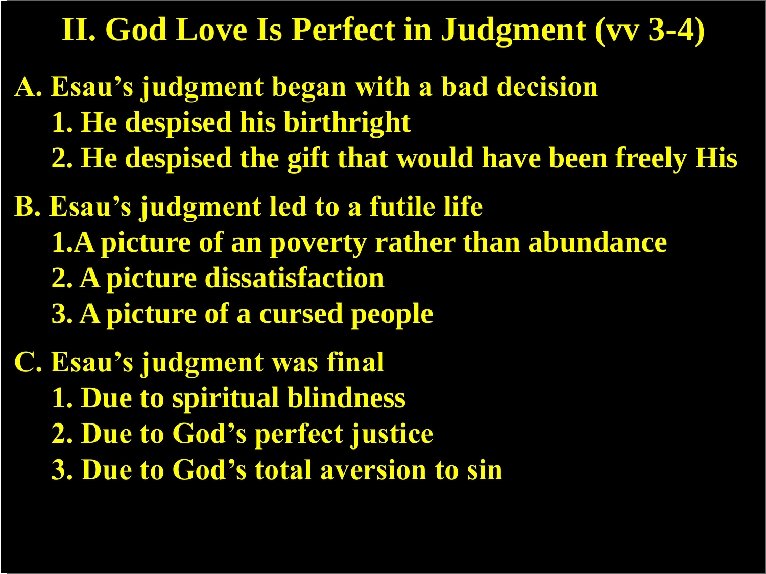# II. God Love Is Perfect in Judgment (vv 3-4)

**A. Esau's judgment began with a bad decision**

1. He despised his birthright
2. He despised the gift that would have been freely His

**B. Esau's judgment led to a futile life**

1. A picture of an poverty rather than abundance
2. A picture dissatisfaction
3. A picture of a cursed people

**C. Esau's judgment was final**

1. Due to spiritual blindness
2. Due to God's perfect justice
3. Due to God's total aversion to sin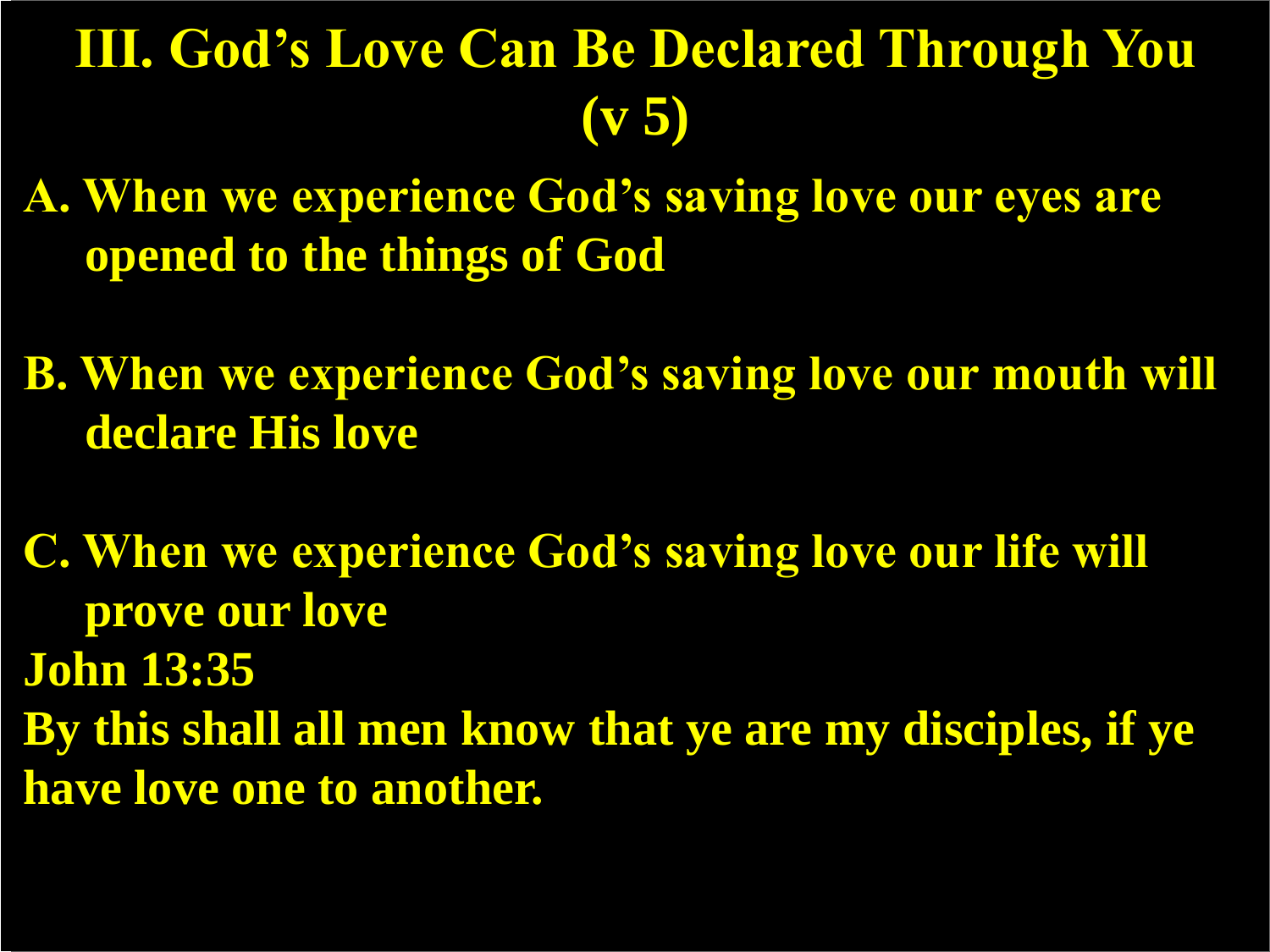# III. God's Love Can Be Declared Through You (v 5)

**A. When we experience God's saving love our eyes are opened to the things of God**

**B. When we experience God's saving love our mouth will declare His love**

**C. When we experience God's saving love our life will prove our love**

**John 13:35**

**By this shall all men know that ye are my disciples, if ye have love one to another.**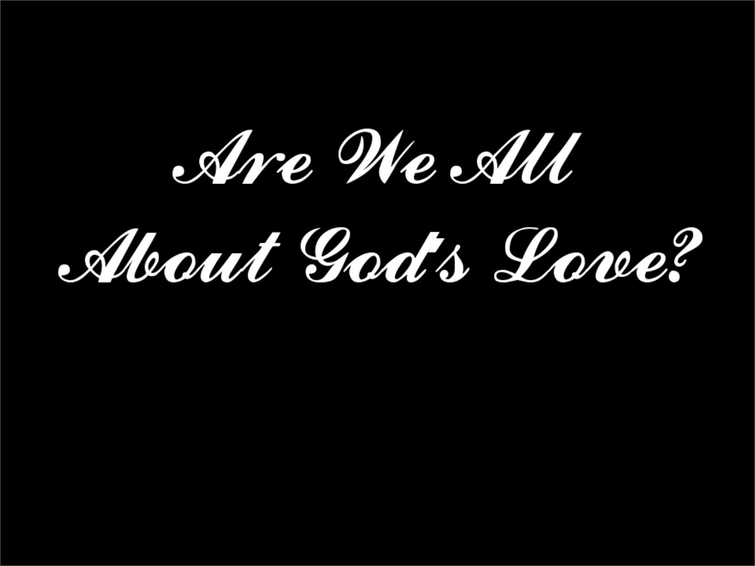# *Are We All About God's Love?*